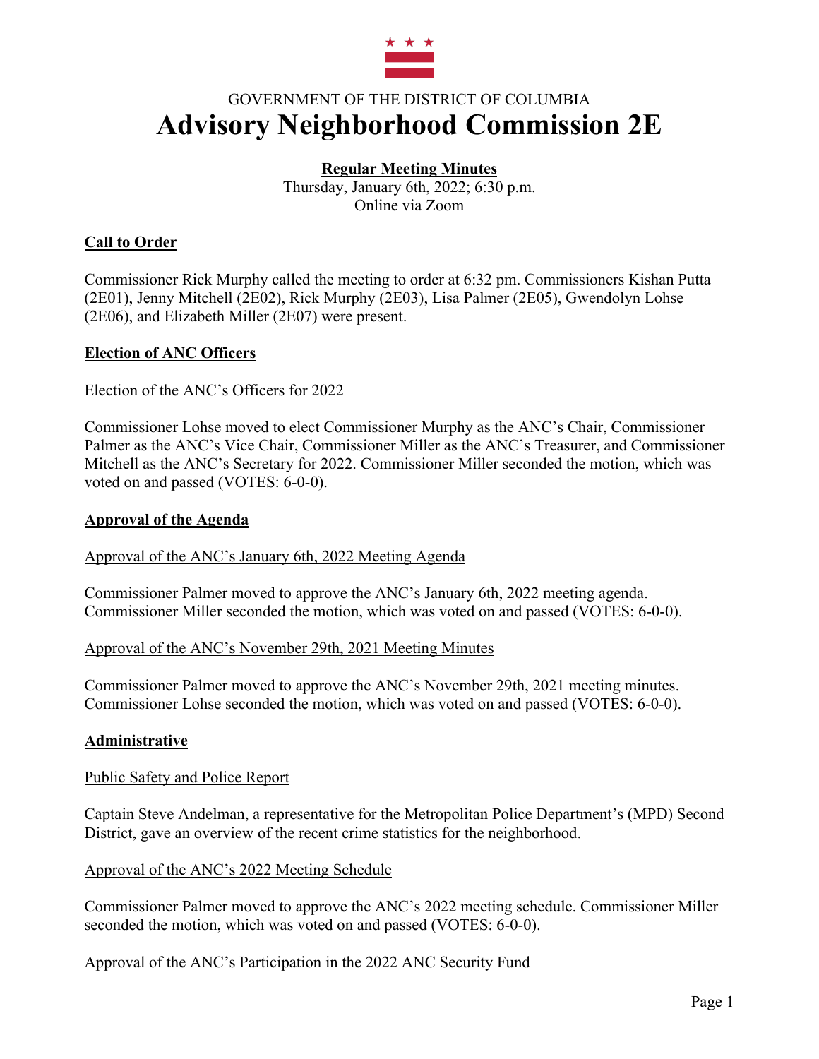GOVERNMENT OF THE DISTRICT OF COLUMBIA

# Advisory Neighborhood Commission 2E

**Regular Meeting Minutes**

Thursday, January 6th, 2022; 6:30 p.m.
Online via Zoom

## Call to Order

Commissioner Rick Murphy called the meeting to order at 6:32 pm. Commissioners Kishan Putta (2E01), Jenny Mitchell (2E02), Rick Murphy (2E03), Lisa Palmer (2E05), Gwendolyn Lohse (2E06), and Elizabeth Miller (2E07) were present.

## Election of ANC Officers

### Election of the ANC's Officers for 2022

Commissioner Lohse moved to elect Commissioner Murphy as the ANC's Chair, Commissioner Palmer as the ANC's Vice Chair, Commissioner Miller as the ANC's Treasurer, and Commissioner Mitchell as the ANC's Secretary for 2022. Commissioner Miller seconded the motion, which was voted on and passed (VOTES: 6-0-0).

## Approval of the Agenda

### Approval of the ANC's January 6th, 2022 Meeting Agenda

Commissioner Palmer moved to approve the ANC's January 6th, 2022 meeting agenda. Commissioner Miller seconded the motion, which was voted on and passed (VOTES: 6-0-0).

### Approval of the ANC's November 29th, 2021 Meeting Minutes

Commissioner Palmer moved to approve the ANC's November 29th, 2021 meeting minutes. Commissioner Lohse seconded the motion, which was voted on and passed (VOTES: 6-0-0).

## Administrative

### Public Safety and Police Report

Captain Steve Andelman, a representative for the Metropolitan Police Department's (MPD) Second District, gave an overview of the recent crime statistics for the neighborhood.

### Approval of the ANC's 2022 Meeting Schedule

Commissioner Palmer moved to approve the ANC's 2022 meeting schedule. Commissioner Miller seconded the motion, which was voted on and passed (VOTES: 6-0-0).

### Approval of the ANC's Participation in the 2022 ANC Security Fund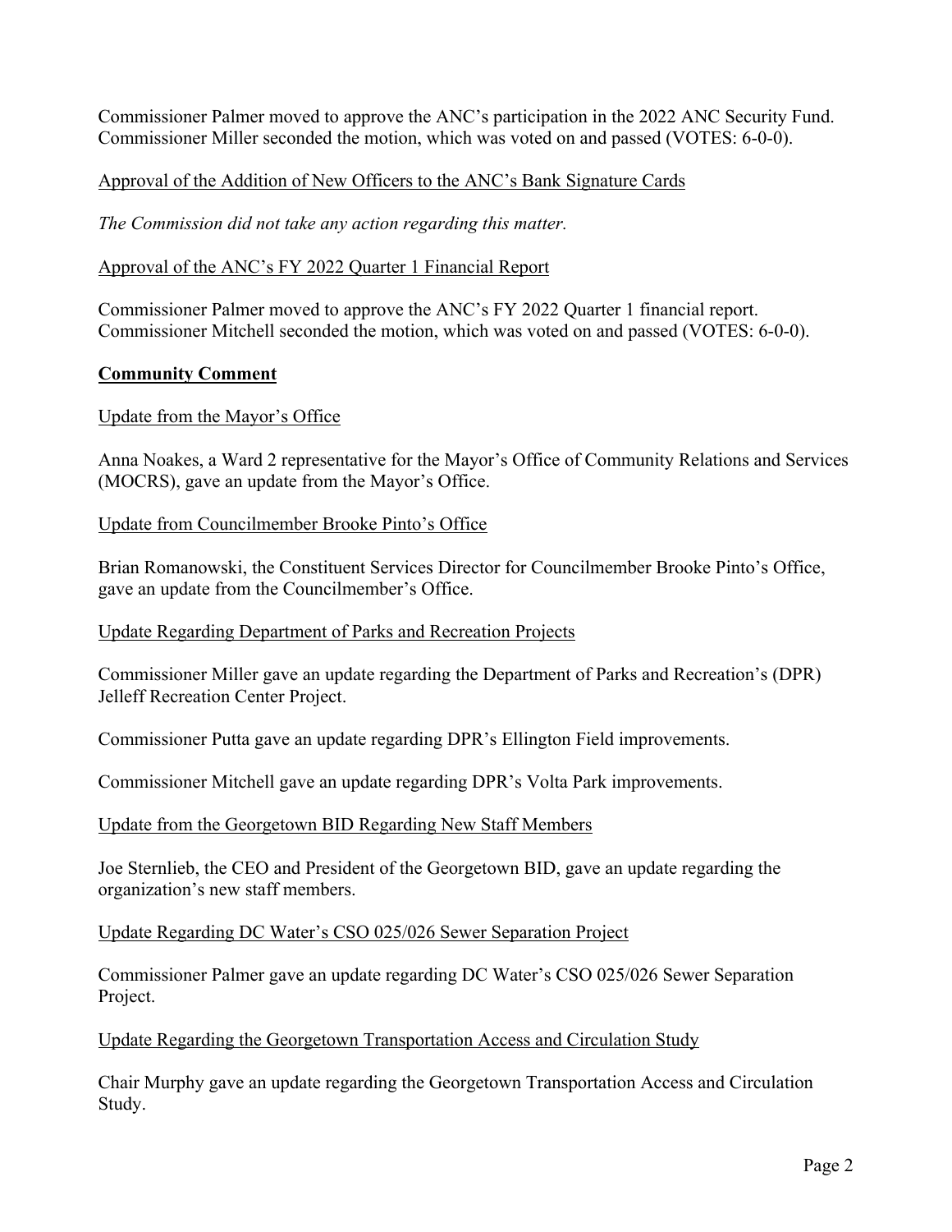Commissioner Palmer moved to approve the ANC's participation in the 2022 ANC Security Fund. Commissioner Miller seconded the motion, which was voted on and passed (VOTES: 6-0-0).

Approval of the Addition of New Officers to the ANC's Bank Signature Cards

*The Commission did not take any action regarding this matter.*

Approval of the ANC's FY 2022 Quarter 1 Financial Report

Commissioner Palmer moved to approve the ANC's FY 2022 Quarter 1 financial report. Commissioner Mitchell seconded the motion, which was voted on and passed (VOTES: 6-0-0).

**Community Comment**

Update from the Mayor's Office

Anna Noakes, a Ward 2 representative for the Mayor's Office of Community Relations and Services (MOCRS), gave an update from the Mayor's Office.

Update from Councilmember Brooke Pinto's Office

Brian Romanowski, the Constituent Services Director for Councilmember Brooke Pinto's Office, gave an update from the Councilmember's Office.

Update Regarding Department of Parks and Recreation Projects

Commissioner Miller gave an update regarding the Department of Parks and Recreation's (DPR) Jelleff Recreation Center Project.

Commissioner Putta gave an update regarding DPR's Ellington Field improvements.

Commissioner Mitchell gave an update regarding DPR's Volta Park improvements.

Update from the Georgetown BID Regarding New Staff Members

Joe Sternlieb, the CEO and President of the Georgetown BID, gave an update regarding the organization's new staff members.

Update Regarding DC Water's CSO 025/026 Sewer Separation Project

Commissioner Palmer gave an update regarding DC Water's CSO 025/026 Sewer Separation Project.

Update Regarding the Georgetown Transportation Access and Circulation Study

Chair Murphy gave an update regarding the Georgetown Transportation Access and Circulation Study.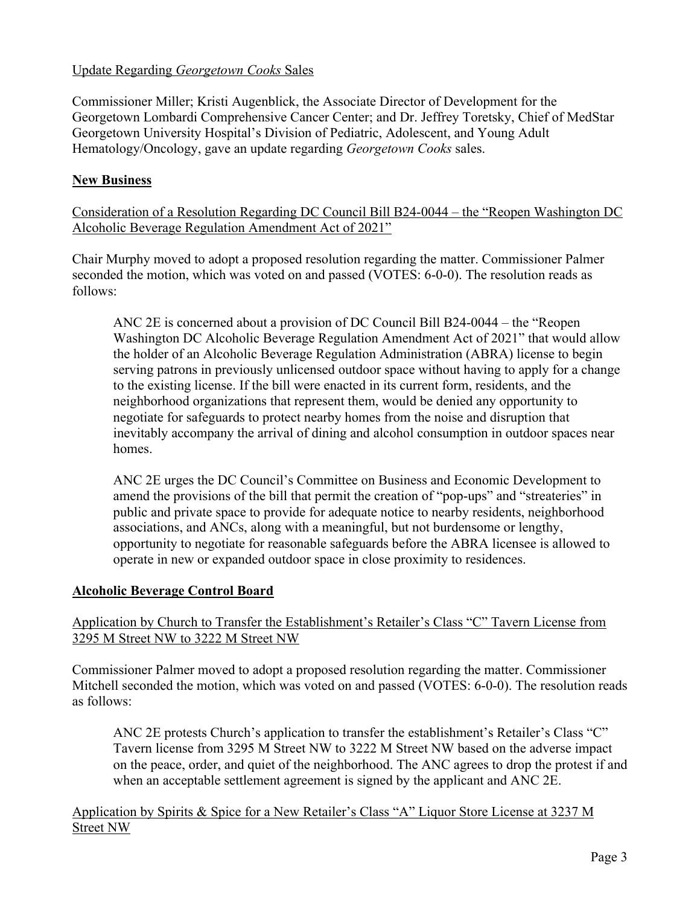Update Regarding *Georgetown Cooks* Sales

Commissioner Miller; Kristi Augenblick, the Associate Director of Development for the Georgetown Lombardi Comprehensive Cancer Center; and Dr. Jeffrey Toretsky, Chief of MedStar Georgetown University Hospital's Division of Pediatric, Adolescent, and Young Adult Hematology/Oncology, gave an update regarding *Georgetown Cooks* sales.

## New Business

Consideration of a Resolution Regarding DC Council Bill B24-0044 – the "Reopen Washington DC Alcoholic Beverage Regulation Amendment Act of 2021"

Chair Murphy moved to adopt a proposed resolution regarding the matter. Commissioner Palmer seconded the motion, which was voted on and passed (VOTES: 6-0-0). The resolution reads as follows:

> ANC 2E is concerned about a provision of DC Council Bill B24-0044 – the "Reopen Washington DC Alcoholic Beverage Regulation Amendment Act of 2021" that would allow the holder of an Alcoholic Beverage Regulation Administration (ABRA) license to begin serving patrons in previously unlicensed outdoor space without having to apply for a change to the existing license. If the bill were enacted in its current form, residents, and the neighborhood organizations that represent them, would be denied any opportunity to negotiate for safeguards to protect nearby homes from the noise and disruption that inevitably accompany the arrival of dining and alcohol consumption in outdoor spaces near homes.
>
> ANC 2E urges the DC Council's Committee on Business and Economic Development to amend the provisions of the bill that permit the creation of "pop-ups" and "streateries" in public and private space to provide for adequate notice to nearby residents, neighborhood associations, and ANCs, along with a meaningful, but not burdensome or lengthy, opportunity to negotiate for reasonable safeguards before the ABRA licensee is allowed to operate in new or expanded outdoor space in close proximity to residences.

## Alcoholic Beverage Control Board

Application by Church to Transfer the Establishment's Retailer's Class "C" Tavern License from 3295 M Street NW to 3222 M Street NW

Commissioner Palmer moved to adopt a proposed resolution regarding the matter. Commissioner Mitchell seconded the motion, which was voted on and passed (VOTES: 6-0-0). The resolution reads as follows:

> ANC 2E protests Church's application to transfer the establishment's Retailer's Class "C" Tavern license from 3295 M Street NW to 3222 M Street NW based on the adverse impact on the peace, order, and quiet of the neighborhood. The ANC agrees to drop the protest if and when an acceptable settlement agreement is signed by the applicant and ANC 2E.

Application by Spirits & Spice for a New Retailer's Class "A" Liquor Store License at 3237 M Street NW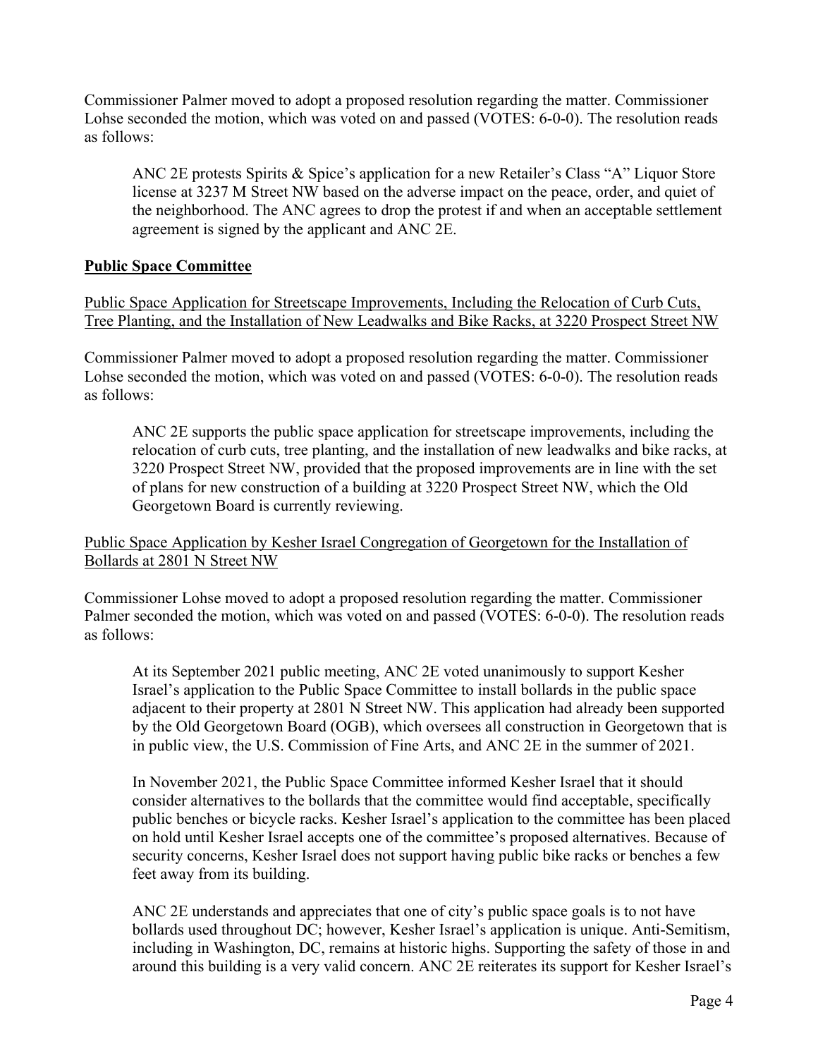Commissioner Palmer moved to adopt a proposed resolution regarding the matter. Commissioner Lohse seconded the motion, which was voted on and passed (VOTES: 6-0-0). The resolution reads as follows:

> ANC 2E protests Spirits & Spice's application for a new Retailer's Class "A" Liquor Store license at 3237 M Street NW based on the adverse impact on the peace, order, and quiet of the neighborhood. The ANC agrees to drop the protest if and when an acceptable settlement agreement is signed by the applicant and ANC 2E.

**Public Space Committee**

Public Space Application for Streetscape Improvements, Including the Relocation of Curb Cuts, Tree Planting, and the Installation of New Leadwalks and Bike Racks, at 3220 Prospect Street NW

Commissioner Palmer moved to adopt a proposed resolution regarding the matter. Commissioner Lohse seconded the motion, which was voted on and passed (VOTES: 6-0-0). The resolution reads as follows:

> ANC 2E supports the public space application for streetscape improvements, including the relocation of curb cuts, tree planting, and the installation of new leadwalks and bike racks, at 3220 Prospect Street NW, provided that the proposed improvements are in line with the set of plans for new construction of a building at 3220 Prospect Street NW, which the Old Georgetown Board is currently reviewing.

Public Space Application by Kesher Israel Congregation of Georgetown for the Installation of Bollards at 2801 N Street NW

Commissioner Lohse moved to adopt a proposed resolution regarding the matter. Commissioner Palmer seconded the motion, which was voted on and passed (VOTES: 6-0-0). The resolution reads as follows:

> At its September 2021 public meeting, ANC 2E voted unanimously to support Kesher Israel's application to the Public Space Committee to install bollards in the public space adjacent to their property at 2801 N Street NW. This application had already been supported by the Old Georgetown Board (OGB), which oversees all construction in Georgetown that is in public view, the U.S. Commission of Fine Arts, and ANC 2E in the summer of 2021.
>
> In November 2021, the Public Space Committee informed Kesher Israel that it should consider alternatives to the bollards that the committee would find acceptable, specifically public benches or bicycle racks. Kesher Israel's application to the committee has been placed on hold until Kesher Israel accepts one of the committee's proposed alternatives. Because of security concerns, Kesher Israel does not support having public bike racks or benches a few feet away from its building.
>
> ANC 2E understands and appreciates that one of city's public space goals is to not have bollards used throughout DC; however, Kesher Israel's application is unique. Anti-Semitism, including in Washington, DC, remains at historic highs. Supporting the safety of those in and around this building is a very valid concern. ANC 2E reiterates its support for Kesher Israel's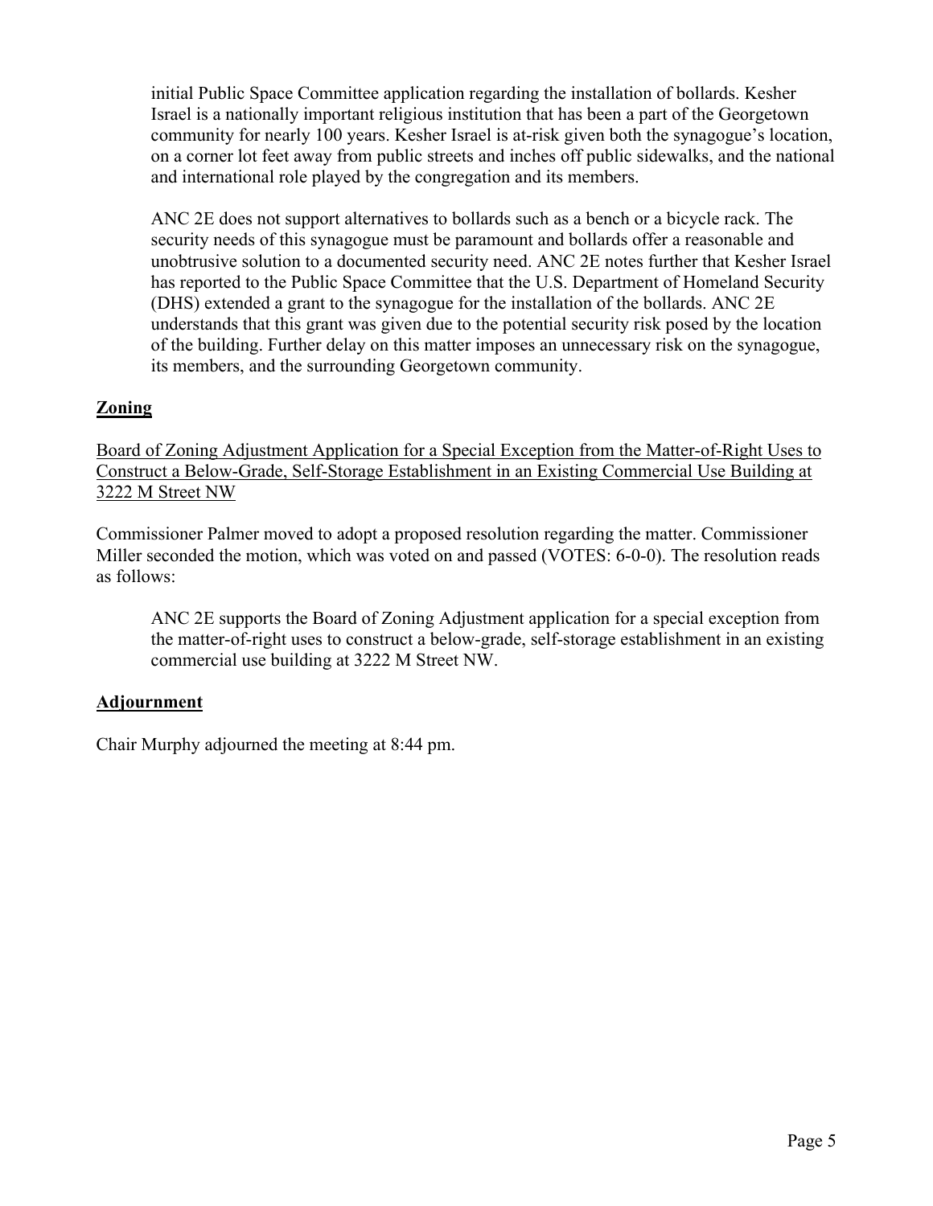initial Public Space Committee application regarding the installation of bollards. Kesher Israel is a nationally important religious institution that has been a part of the Georgetown community for nearly 100 years. Kesher Israel is at-risk given both the synagogue's location, on a corner lot feet away from public streets and inches off public sidewalks, and the national and international role played by the congregation and its members.

> ANC 2E does not support alternatives to bollards such as a bench or a bicycle rack. The security needs of this synagogue must be paramount and bollards offer a reasonable and unobtrusive solution to a documented security need. ANC 2E notes further that Kesher Israel has reported to the Public Space Committee that the U.S. Department of Homeland Security (DHS) extended a grant to the synagogue for the installation of the bollards. ANC 2E understands that this grant was given due to the potential security risk posed by the location of the building. Further delay on this matter imposes an unnecessary risk on the synagogue, its members, and the surrounding Georgetown community.

## Zoning

Board of Zoning Adjustment Application for a Special Exception from the Matter-of-Right Uses to Construct a Below-Grade, Self-Storage Establishment in an Existing Commercial Use Building at 3222 M Street NW

Commissioner Palmer moved to adopt a proposed resolution regarding the matter. Commissioner Miller seconded the motion, which was voted on and passed (VOTES: 6-0-0). The resolution reads as follows:

> ANC 2E supports the Board of Zoning Adjustment application for a special exception from the matter-of-right uses to construct a below-grade, self-storage establishment in an existing commercial use building at 3222 M Street NW.

## Adjournment

Chair Murphy adjourned the meeting at 8:44 pm.